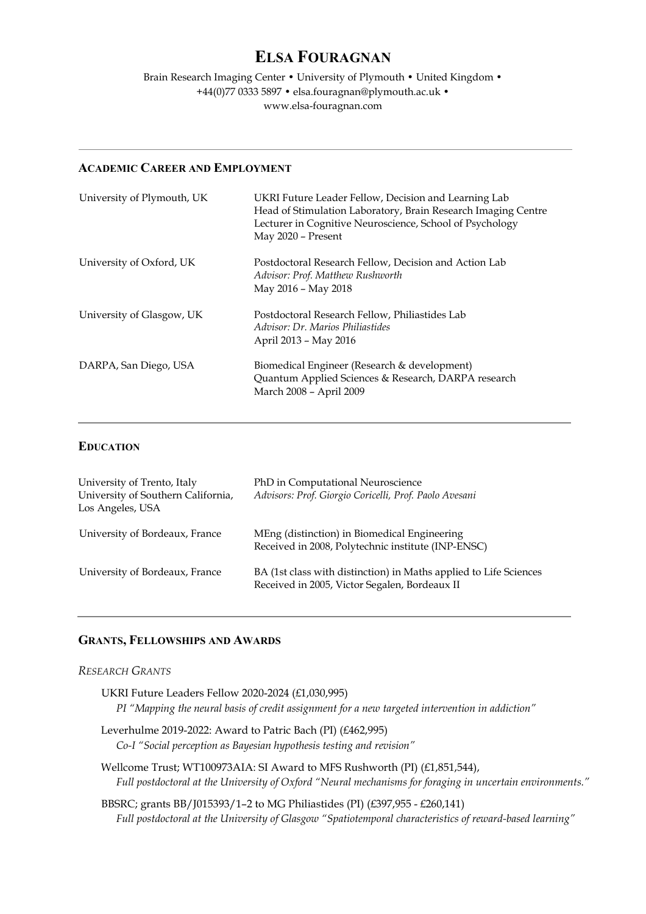# ELSA FOURAGNAN

Brain Research Imaging Center • University of Plymouth • United Kingdom •
+44(0)77 0333 5897 • elsa.fouragnan@plymouth.ac.uk •
www.elsa-fouragnan.com

---

## ACADEMIC CAREER AND EMPLOYMENT

| | |
|---|---|
| University of Plymouth, UK | UKRI Future Leader Fellow, Decision and Learning Lab<br>Head of Stimulation Laboratory, Brain Research Imaging Centre<br>Lecturer in Cognitive Neuroscience, School of Psychology<br>May 2020 – Present |
| University of Oxford, UK | Postdoctoral Research Fellow, Decision and Action Lab<br>*Advisor: Prof. Matthew Rushworth*<br>May 2016 – May 2018 |
| University of Glasgow, UK | Postdoctoral Research Fellow, Philiastides Lab<br>*Advisor: Dr. Marios Philiastides*<br>April 2013 – May 2016 |
| DARPA, San Diego, USA | Biomedical Engineer (Research & development)<br>Quantum Applied Sciences & Research, DARPA research<br>March 2008 – April 2009 |

---

## EDUCATION

| | |
|---|---|
| University of Trento, Italy<br>University of Southern California, Los Angeles, USA | PhD in Computational Neuroscience<br>*Advisors: Prof. Giorgio Coricelli, Prof. Paolo Avesani* |
| University of Bordeaux, France | MEng (distinction) in Biomedical Engineering<br>Received in 2008, Polytechnic institute (INP-ENSC) |
| University of Bordeaux, France | BA (1st class with distinction) in Maths applied to Life Sciences<br>Received in 2005, Victor Segalen, Bordeaux II |

---

## GRANTS, FELLOWSHIPS AND AWARDS

*RESEARCH GRANTS*

UKRI Future Leaders Fellow 2020-2024 (£1,030,995)
*PI "Mapping the neural basis of credit assignment for a new targeted intervention in addiction"*

Leverhulme 2019-2022: Award to Patric Bach (PI) (£462,995)
*Co-I "Social perception as Bayesian hypothesis testing and revision"*

Wellcome Trust; WT100973AIA: SI Award to MFS Rushworth (PI) (£1,851,544),
*Full postdoctoral at the University of Oxford "Neural mechanisms for foraging in uncertain environments."*

BBSRC; grants BB/J015393/1–2 to MG Philiastides (PI) (£397,955 - £260,141)
*Full postdoctoral at the University of Glasgow "Spatiotemporal characteristics of reward-based learning"*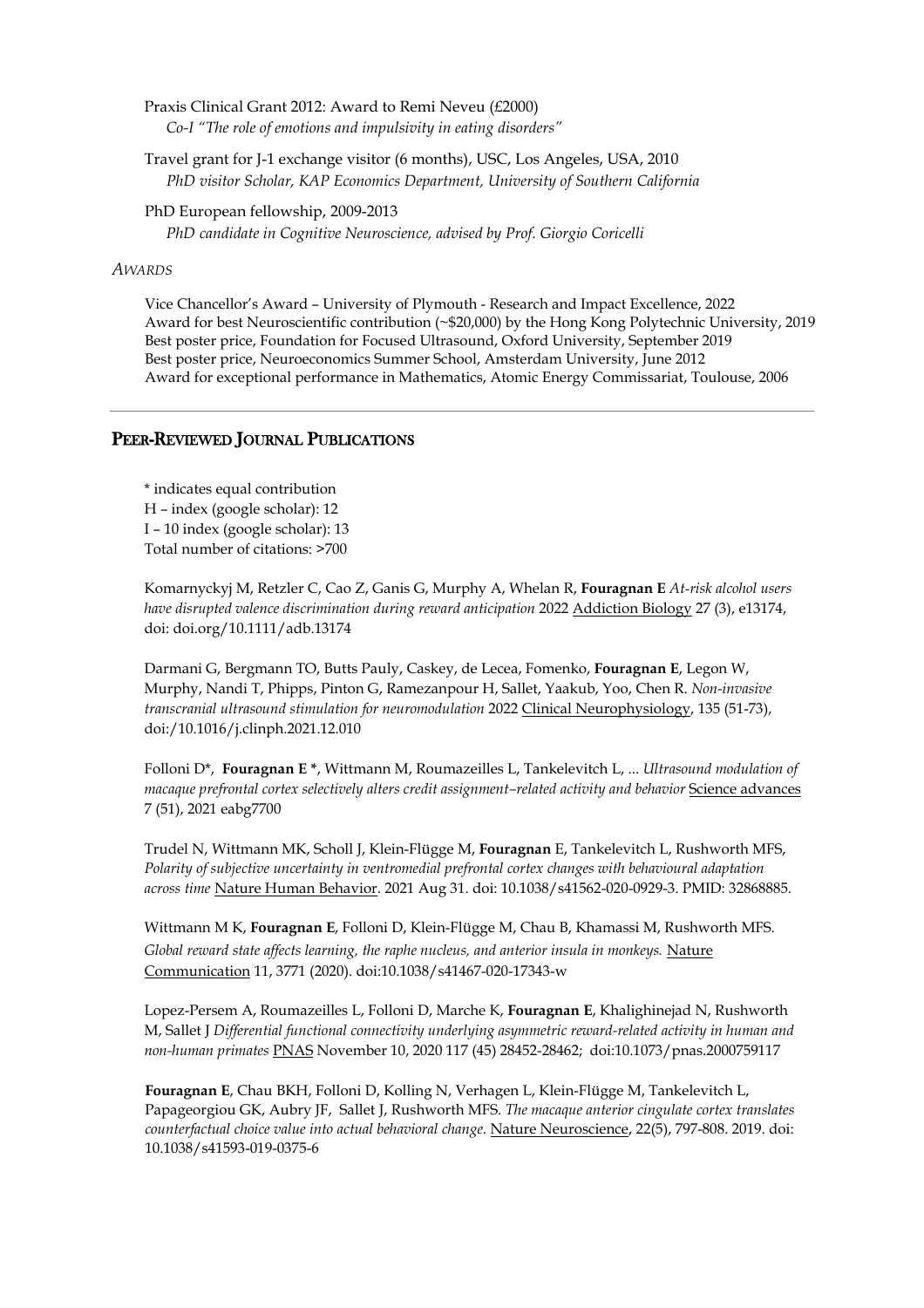Praxis Clinical Grant 2012: Award to Remi Neveu (£2000)
*Co-I "The role of emotions and impulsivity in eating disorders"*

Travel grant for J-1 exchange visitor (6 months), USC, Los Angeles, USA, 2010
*PhD visitor Scholar, KAP Economics Department, University of Southern California*

PhD European fellowship, 2009-2013
*PhD candidate in Cognitive Neuroscience, advised by Prof. Giorgio Coricelli*

*AWARDS*

Vice Chancellor's Award – University of Plymouth - Research and Impact Excellence, 2022
Award for best Neuroscientific contribution (~$20,000) by the Hong Kong Polytechnic University, 2019
Best poster price, Foundation for Focused Ultrasound, Oxford University, September 2019
Best poster price, Neuroeconomics Summer School, Amsterdam University, June 2012
Award for exceptional performance in Mathematics, Atomic Energy Commissariat, Toulouse, 2006

## PEER-REVIEWED JOURNAL PUBLICATIONS

* indicates equal contribution
H – index (google scholar): 12
I – 10 index (google scholar): 13
Total number of citations: >700

Komarnyckyj M, Retzler C, Cao Z, Ganis G, Murphy A, Whelan R, **Fouragnan E** *At-risk alcohol users have disrupted valence discrimination during reward anticipation* 2022 Addiction Biology 27 (3), e13174, doi: doi.org/10.1111/adb.13174

Darmani G, Bergmann TO, Butts Pauly, Caskey, de Lecea, Fomenko, **Fouragnan E**, Legon W, Murphy, Nandi T, Phipps, Pinton G, Ramezanpour H, Sallet, Yaakub, Yoo, Chen R. *Non-invasive transcranial ultrasound stimulation for neuromodulation* 2022 Clinical Neurophysiology, 135 (51-73), doi:/10.1016/j.clinph.2021.12.010

Folloni D*, **Fouragnan E** *, Wittmann M, Roumazeilles L, Tankelevitch L, ... *Ultrasound modulation of macaque prefrontal cortex selectively alters credit assignment–related activity and behavior* Science advances 7 (51), 2021 eabg7700

Trudel N, Wittmann MK, Scholl J, Klein-Flügge M, **Fouragnan** E, Tankelevitch L, Rushworth MFS, *Polarity of subjective uncertainty in ventromedial prefrontal cortex changes with behavioural adaptation across time* Nature Human Behavior. 2021 Aug 31. doi: 10.1038/s41562-020-0929-3. PMID: 32868885.

Wittmann M K, **Fouragnan E**, Folloni D, Klein-Flügge M, Chau B, Khamassi M, Rushworth MFS. *Global reward state affects learning, the raphe nucleus, and anterior insula in monkeys.* Nature Communication 11, 3771 (2020). doi:10.1038/s41467-020-17343-w

Lopez-Persem A, Roumazeilles L, Folloni D, Marche K, **Fouragnan E**, Khalighinejad N, Rushworth M, Sallet J *Differential functional connectivity underlying asymmetric reward-related activity in human and non-human primates* PNAS November 10, 2020 117 (45) 28452-28462; doi:10.1073/pnas.2000759117

**Fouragnan E**, Chau BKH, Folloni D, Kolling N, Verhagen L, Klein-Flügge M, Tankelevitch L, Papageorgiou GK, Aubry JF, Sallet J, Rushworth MFS. *The macaque anterior cingulate cortex translates counterfactual choice value into actual behavioral change.* Nature Neuroscience, 22(5), 797-808. 2019. doi: 10.1038/s41593-019-0375-6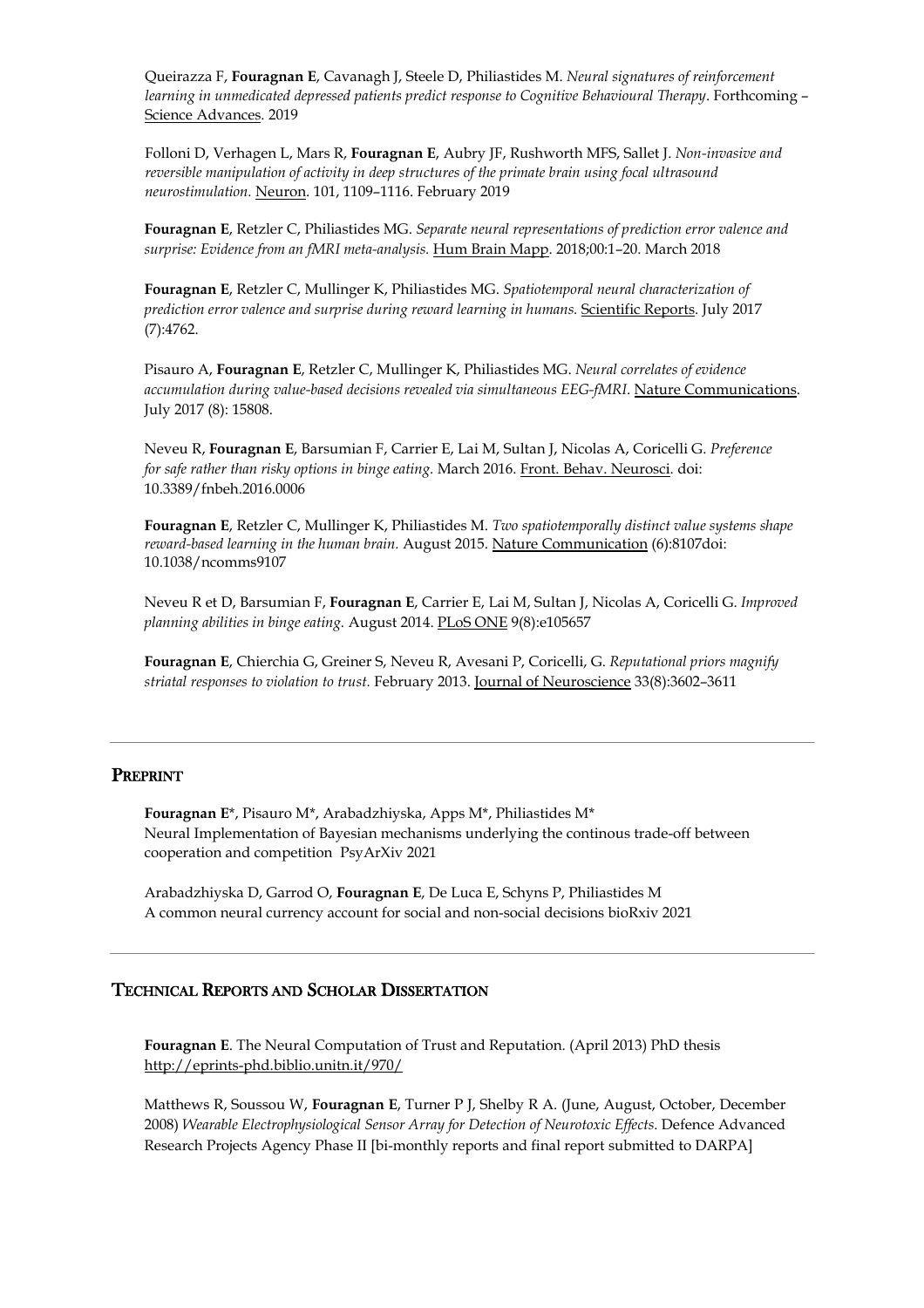Queirazza F, **Fouragnan E**, Cavanagh J, Steele D, Philiastides M. *Neural signatures of reinforcement learning in unmedicated depressed patients predict response to Cognitive Behavioural Therapy*. Forthcoming – Science Advances. 2019

Folloni D, Verhagen L, Mars R, **Fouragnan E**, Aubry JF, Rushworth MFS, Sallet J. *Non-invasive and reversible manipulation of activity in deep structures of the primate brain using focal ultrasound neurostimulation.* Neuron. 101, 1109–1116. February 2019

**Fouragnan E**, Retzler C, Philiastides MG. *Separate neural representations of prediction error valence and surprise: Evidence from an fMRI meta-analysis.* Hum Brain Mapp. 2018;00:1–20. March 2018

**Fouragnan E**, Retzler C, Mullinger K, Philiastides MG. *Spatiotemporal neural characterization of prediction error valence and surprise during reward learning in humans.* Scientific Reports. July 2017 (7):4762.

Pisauro A, **Fouragnan E**, Retzler C, Mullinger K, Philiastides MG. *Neural correlates of evidence accumulation during value-based decisions revealed via simultaneous EEG-fMRI*. Nature Communications. July 2017 (8): 15808.

Neveu R, **Fouragnan E**, Barsumian F, Carrier E, Lai M, Sultan J, Nicolas A, Coricelli G. *Preference for safe rather than risky options in binge eating.* March 2016. Front. Behav. Neurosci. doi: 10.3389/fnbeh.2016.0006

**Fouragnan E**, Retzler C, Mullinger K, Philiastides M. *Two spatiotemporally distinct value systems shape reward-based learning in the human brain.* August 2015. Nature Communication (6):8107doi: 10.1038/ncomms9107

Neveu R et D, Barsumian F, **Fouragnan E**, Carrier E, Lai M, Sultan J, Nicolas A, Coricelli G. *Improved planning abilities in binge eating.* August 2014. PLoS ONE 9(8):e105657

**Fouragnan E**, Chierchia G, Greiner S, Neveu R, Avesani P, Coricelli, G. *Reputational priors magnify striatal responses to violation to trust.* February 2013. Journal of Neuroscience 33(8):3602–3611

## PREPRINT

**Fouragnan E***, Pisauro M*, Arabadzhiyska, Apps M*, Philiastides M*
Neural Implementation of Bayesian mechanisms underlying the continous trade-off between cooperation and competition PsyArXiv 2021

Arabadzhiyska D, Garrod O, **Fouragnan E**, De Luca E, Schyns P, Philiastides M
A common neural currency account for social and non-social decisions bioRxiv 2021

## TECHNICAL REPORTS AND SCHOLAR DISSERTATION

**Fouragnan E**. The Neural Computation of Trust and Reputation. (April 2013) PhD thesis http://eprints-phd.biblio.unitn.it/970/

Matthews R, Soussou W, **Fouragnan E**, Turner P J, Shelby R A. (June, August, October, December 2008) *Wearable Electrophysiological Sensor Array for Detection of Neurotoxic Effects.* Defence Advanced Research Projects Agency Phase II [bi-monthly reports and final report submitted to DARPA]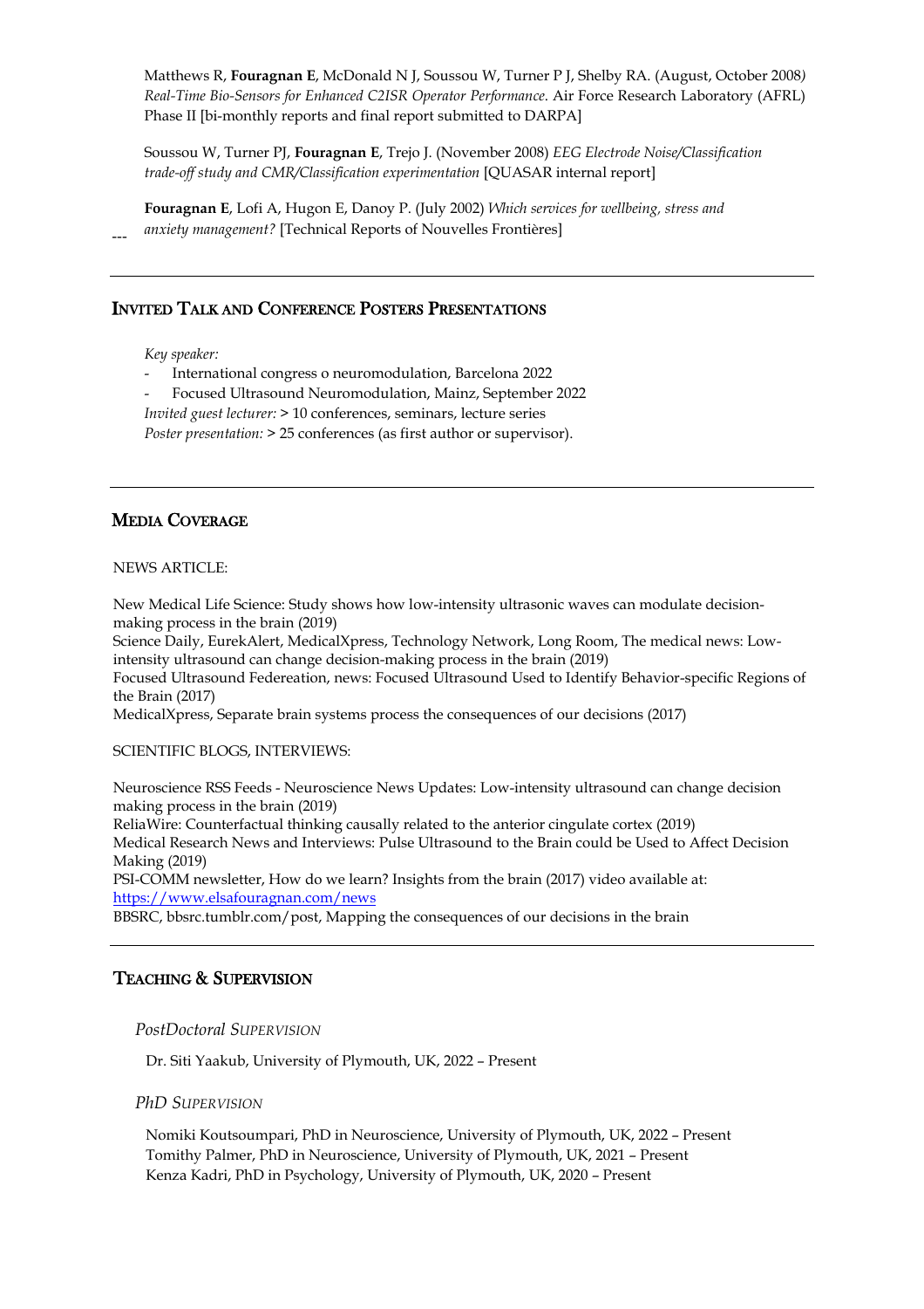Matthews R, **Fouragnan E**, McDonald N J, Soussou W, Turner P J, Shelby RA. (August, October 2008) *Real-Time Bio-Sensors for Enhanced C2ISR Operator Performance*. Air Force Research Laboratory (AFRL) Phase II [bi-monthly reports and final report submitted to DARPA]

Soussou W, Turner PJ, **Fouragnan E**, Trejo J. (November 2008) *EEG Electrode Noise/Classification trade-off study and CMR/Classification experimentation* [QUASAR internal report]

**Fouragnan E**, Lofi A, Hugon E, Danoy P. (July 2002) *Which services for wellbeing, stress and anxiety management?* [Technical Reports of Nouvelles Frontières]

---

## Invited Talk and Conference Posters Presentations

*Key speaker:*

- International congress o neuromodulation, Barcelona 2022
- Focused Ultrasound Neuromodulation, Mainz, September 2022

*Invited guest lecturer:* > 10 conferences, seminars, lecture series
*Poster presentation:* > 25 conferences (as first author or supervisor).

---

## Media Coverage

NEWS ARTICLE:

New Medical Life Science: Study shows how low-intensity ultrasonic waves can modulate decision-making process in the brain (2019)
Science Daily, EurekAlert, MedicalXpress, Technology Network, Long Room, The medical news: Low-intensity ultrasound can change decision-making process in the brain (2019)
Focused Ultrasound Federeation, news: Focused Ultrasound Used to Identify Behavior-specific Regions of the Brain (2017)
MedicalXpress, Separate brain systems process the consequences of our decisions (2017)

SCIENTIFIC BLOGS, INTERVIEWS:

Neuroscience RSS Feeds - Neuroscience News Updates: Low-intensity ultrasound can change decision making process in the brain (2019)
ReliaWire: Counterfactual thinking causally related to the anterior cingulate cortex (2019)
Medical Research News and Interviews: Pulse Ultrasound to the Brain could be Used to Affect Decision Making (2019)
PSI-COMM newsletter, How do we learn? Insights from the brain (2017) video available at: https://www.elsafouragnan.com/news
BBSRC, bbsrc.tumblr.com/post, Mapping the consequences of our decisions in the brain

---

## Teaching & Supervision

### *PostDoctoral Supervision*

Dr. Siti Yaakub, University of Plymouth, UK, 2022 – Present

### *PhD Supervision*

Nomiki Koutsoumpari, PhD in Neuroscience, University of Plymouth, UK, 2022 – Present
Tomithy Palmer, PhD in Neuroscience, University of Plymouth, UK, 2021 – Present
Kenza Kadri, PhD in Psychology, University of Plymouth, UK, 2020 – Present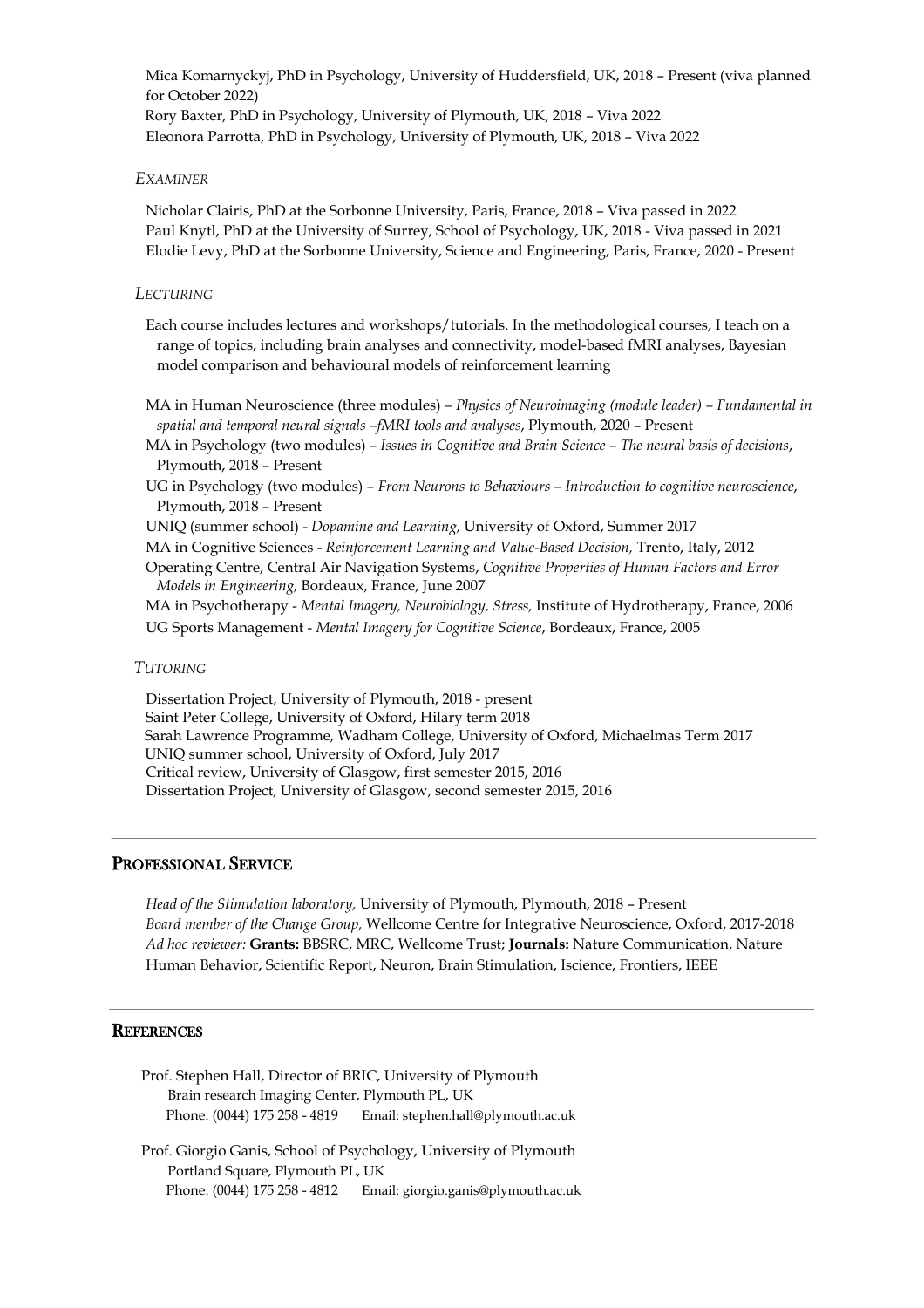Mica Komarnyckyj, PhD in Psychology, University of Huddersfield, UK, 2018 – Present (viva planned for October 2022)
Rory Baxter, PhD in Psychology, University of Plymouth, UK, 2018 – Viva 2022
Eleonora Parrotta, PhD in Psychology, University of Plymouth, UK, 2018 – Viva 2022

### *Examiner*

Nicholar Clairis, PhD at the Sorbonne University, Paris, France, 2018 – Viva passed in 2022
Paul Knytl, PhD at the University of Surrey, School of Psychology, UK, 2018 - Viva passed in 2021
Elodie Levy, PhD at the Sorbonne University, Science and Engineering, Paris, France, 2020 - Present

### *Lecturing*

Each course includes lectures and workshops/tutorials. In the methodological courses, I teach on a range of topics, including brain analyses and connectivity, model-based fMRI analyses, Bayesian model comparison and behavioural models of reinforcement learning

MA in Human Neuroscience (three modules) – *Physics of Neuroimaging (module leader) – Fundamental in spatial and temporal neural signals –fMRI tools and analyses*, Plymouth, 2020 – Present
MA in Psychology (two modules) – *Issues in Cognitive and Brain Science – The neural basis of decisions*, Plymouth, 2018 – Present
UG in Psychology (two modules) – *From Neurons to Behaviours – Introduction to cognitive neuroscience*, Plymouth, 2018 – Present
UNIQ (summer school) - *Dopamine and Learning,* University of Oxford, Summer 2017
MA in Cognitive Sciences - *Reinforcement Learning and Value-Based Decision,* Trento, Italy, 2012
Operating Centre, Central Air Navigation Systems, *Cognitive Properties of Human Factors and Error Models in Engineering,* Bordeaux, France, June 2007
MA in Psychotherapy - *Mental Imagery, Neurobiology, Stress,* Institute of Hydrotherapy, France, 2006
UG Sports Management - *Mental Imagery for Cognitive Science*, Bordeaux, France, 2005

### *Tutoring*

Dissertation Project, University of Plymouth, 2018 - present
Saint Peter College, University of Oxford, Hilary term 2018
Sarah Lawrence Programme, Wadham College, University of Oxford, Michaelmas Term 2017
UNIQ summer school, University of Oxford, July 2017
Critical review, University of Glasgow, first semester 2015, 2016
Dissertation Project, University of Glasgow, second semester 2015, 2016

## Professional Service

*Head of the Stimulation laboratory,* University of Plymouth, Plymouth, 2018 – Present
*Board member of the Change Group,* Wellcome Centre for Integrative Neuroscience, Oxford, 2017-2018
*Ad hoc reviewer:* **Grants:** BBSRC, MRC, Wellcome Trust; **Journals:** Nature Communication, Nature Human Behavior, Scientific Report, Neuron, Brain Stimulation, Iscience, Frontiers, IEEE

## References

Prof. Stephen Hall, Director of BRIC, University of Plymouth
Brain research Imaging Center, Plymouth PL, UK
Phone: (0044) 175 258 - 4819 Email: stephen.hall@plymouth.ac.uk

Prof. Giorgio Ganis, School of Psychology, University of Plymouth
Portland Square, Plymouth PL, UK
Phone: (0044) 175 258 - 4812 Email: giorgio.ganis@plymouth.ac.uk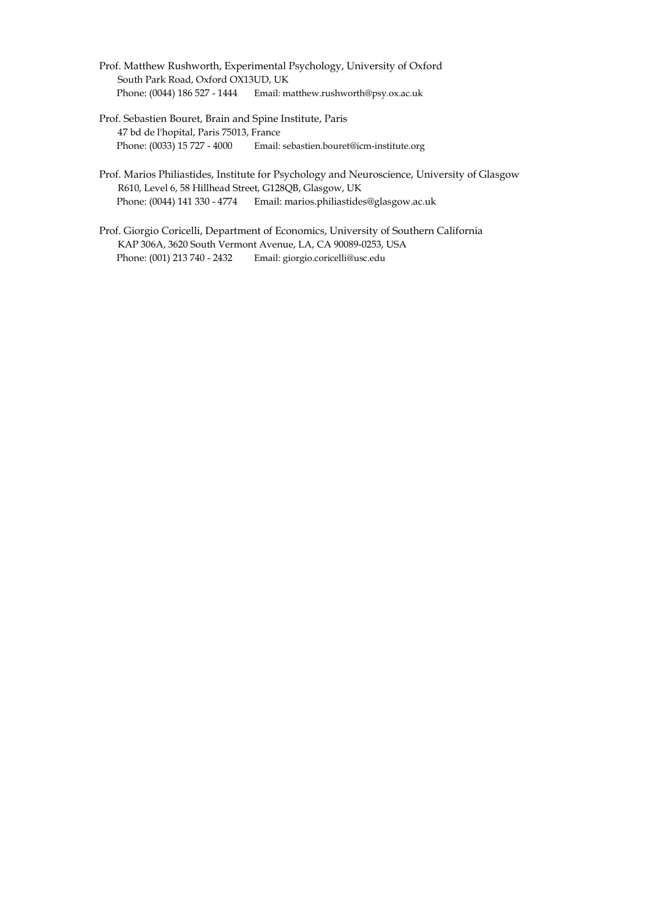Prof. Matthew Rushworth, Experimental Psychology, University of Oxford
South Park Road, Oxford OX13UD, UK
Phone: (0044) 186 527 - 1444 Email: matthew.rushworth@psy.ox.ac.uk

Prof. Sebastien Bouret, Brain and Spine Institute, Paris
47 bd de l'hopital, Paris 75013, France
Phone: (0033) 15 727 - 4000 Email: sebastien.bouret@icm-institute.org

Prof. Marios Philiastides, Institute for Psychology and Neuroscience, University of Glasgow
R610, Level 6, 58 Hillhead Street, G128QB, Glasgow, UK
Phone: (0044) 141 330 - 4774 Email: marios.philiastides@glasgow.ac.uk

Prof. Giorgio Coricelli, Department of Economics, University of Southern California
KAP 306A, 3620 South Vermont Avenue, LA, CA 90089-0253, USA
Phone: (001) 213 740 - 2432 Email: giorgio.coricelli@usc.edu